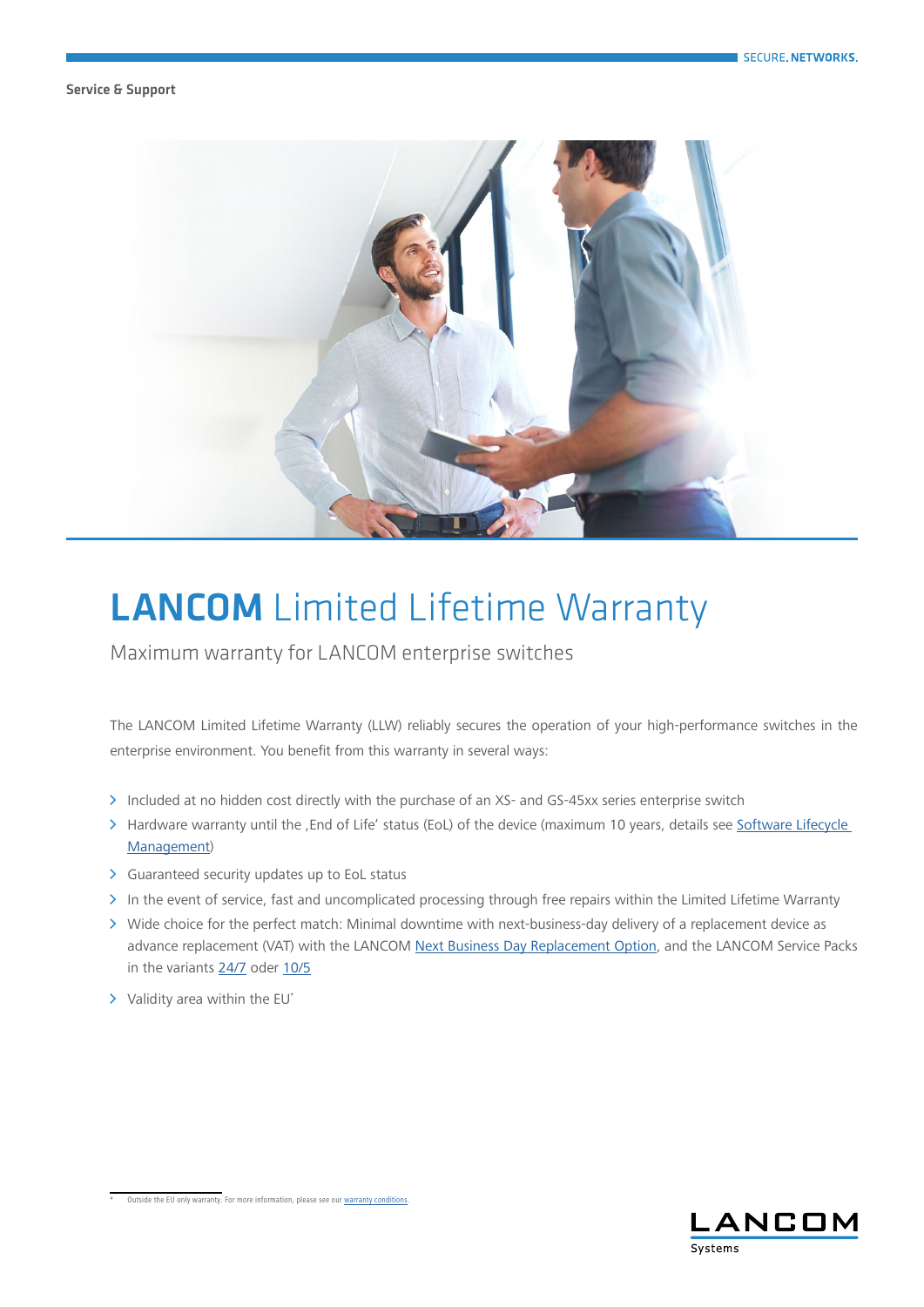Service & Support

# LANCOM Limited Lifetime Warranty

Maximum warranty for LANCOM enterprise switches

The LANCOM Limited Lifetime Warranty (LLW) reliably secures the operation of your high-performance switches in the enterprise environment. You benefit from this warranty in several ways:

- Included at no hidden cost directly with the purchase of an XS- and GS-45xx series enterprise switch
- Hardware warranty until the ‚End of Life' status (EoL) of the device (maximum 10 years, details see Software Lifecycle Management)
- Guaranteed security updates up to EoL status
- In the event of service, fast and uncomplicated processing through free repairs within the Limited Lifetime Warranty
- Wide choice for the perfect match: Minimal downtime with next-business-day delivery of a replacement device as advance replacement (VAT) with the LANCOM Next Business Day Replacement Option, and the LANCOM Service Packs in the variants 24/7 oder 10/5
- Validity area within the EU*

\* Outside the EU only warranty. For more information, please see our warranty conditions.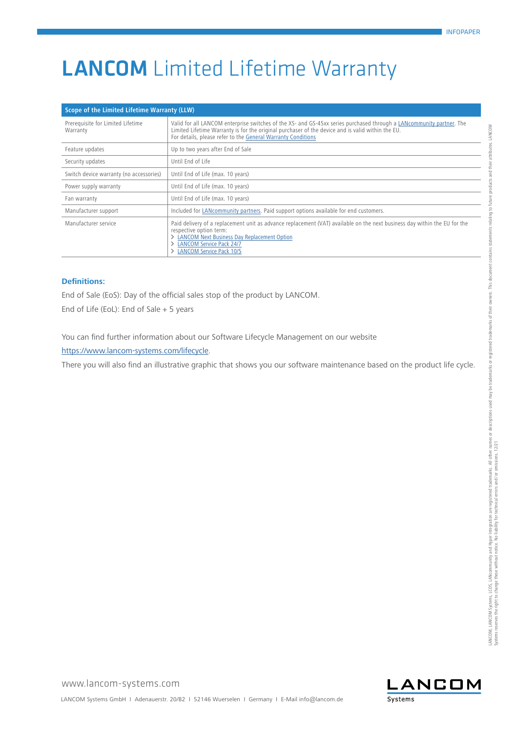# **LANCOM** Limited Lifetime Warranty

| Scope of the Limited Lifetime Warranty (LLW) | |
|---|---|
| Prerequisite for Limited Lifetime Warranty | Valid for all LANCOM enterprise switches of the XS- and GS-45xx series purchased through a LANcommunity partner. The Limited Lifetime Warranty is for the original purchaser of the device and is valid within the EU. For details, please refer to the General Warranty Conditions |
| Feature updates | Up to two years after End of Sale |
| Security updates | Until End of Life |
| Switch device warranty (no accessories) | Until End of Life (max. 10 years) |
| Power supply warranty | Until End of Life (max. 10 years) |
| Fan warranty | Until End of Life (max. 10 years) |
| Manufacturer support | Included for LANcommunity partners. Paid support options available for end customers. |
| Manufacturer service | Paid delivery of a replacement unit as advance replacement (VAT) available on the next business day within the EU for the respective option term:<br>> LANCOM Next Business Day Replacement Option<br>> LANCOM Service Pack 24/7<br>> LANCOM Service Pack 10/5 |

### Definitions:

End of Sale (EoS): Day of the official sales stop of the product by LANCOM.

End of Life (EoL): End of Sale + 5 years

You can find further information about our Software Lifecycle Management on our website https://www.lancom-systems.com/lifecycle.

There you will also find an illustrative graphic that shows you our software maintenance based on the product life cycle.

LANCOM, LANCOM Systems, LCOS, LANcommunity and Hyper Integration are registered trademarks. All other names or descriptions used may be trademarks or registered trademarks of their owners. This document contains statements relating to future products and their attributes. LANCOM Systems reserves the right to change these without notice. No liability for technical errors and/or omissions. 12/21

www.lancom-systems.com

LANCOM Systems GmbH I Adenauerstr. 20/B2 I 52146 Wuerselen I Germany I E-Mail info@lancom.de